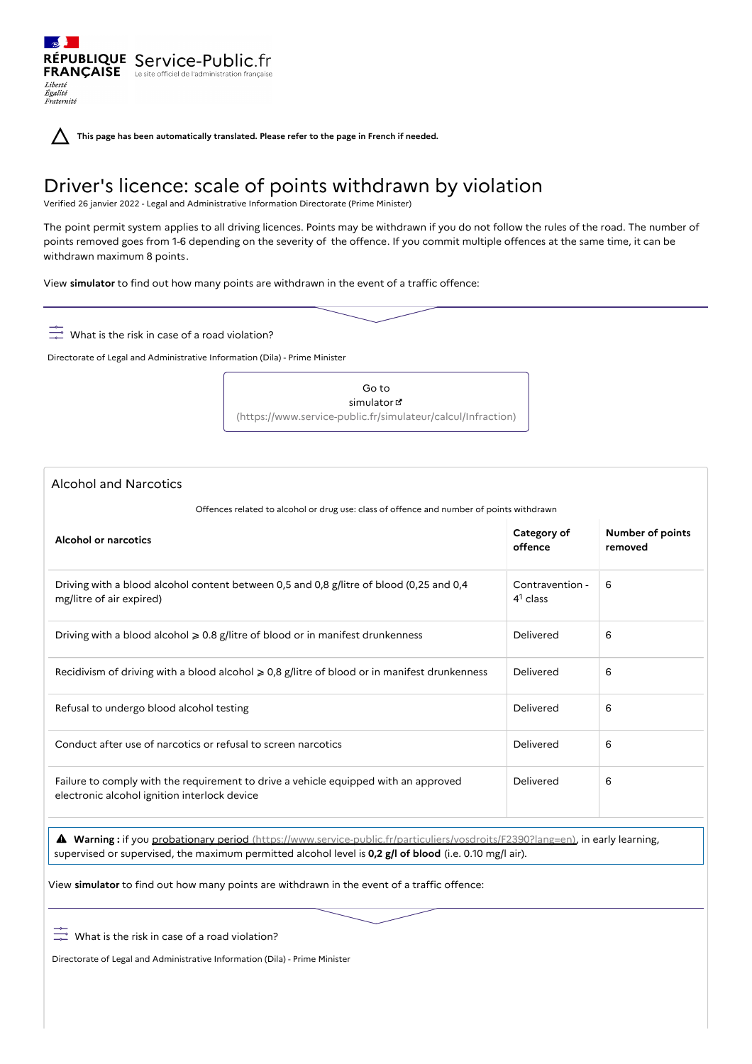RÉPUBLIQUE FRANÇAISE Service-Public.fr Le site officiel de l'administration française

Liberté Égalité Fraternité

**This page has been automatically translated. Please refer to the page in French if needed.**

# Driver's licence: scale of points withdrawn by violation

Verified 26 janvier 2022 - Legal and Administrative Information Directorate (Prime Minister)

The point permit system applies to all driving licences. Points may be withdrawn if you do not follow the rules of the road. The number of points removed goes from 1-6 depending on the severity of the offence. If you commit multiple offences at the same time, it can be withdrawn maximum 8 points.

View **simulator** to find out how many points are withdrawn in the event of a traffic offence:

What is the risk in case of a road violation?

Directorate of Legal and Administrative Information (Dila) - Prime Minister

Go to simulator (https://www.service-public.fr/simulateur/calcul/Infraction)

## Alcohol and Narcotics

Offences related to alcohol or drug use: class of offence and number of points withdrawn

| Alcohol or narcotics | Category of offence | Number of points removed |
|---|---|---|
| Driving with a blood alcohol content between 0,5 and 0,8 g/litre of blood (0,25 and 0,4 mg/litre of air expired) | Contravention - 4[1] class | 6 |
| Driving with a blood alcohol ⩾ 0.8 g/litre of blood or in manifest drunkenness | Delivered | 6 |
| Recidivism of driving with a blood alcohol ⩾ 0,8 g/litre of blood or in manifest drunkenness | Delivered | 6 |
| Refusal to undergo blood alcohol testing | Delivered | 6 |
| Conduct after use of narcotics or refusal to screen narcotics | Delivered | 6 |
| Failure to comply with the requirement to drive a vehicle equipped with an approved electronic alcohol ignition interlock device | Delivered | 6 |

**Warning :** if you probationary period (https://www.service-public.fr/particuliers/vosdroits/F2390?lang=en), in early learning, supervised or supervised, the maximum permitted alcohol level is **0,2 g/l of blood** (i.e. 0.10 mg/l air).

View **simulator** to find out how many points are withdrawn in the event of a traffic offence:

What is the risk in case of a road violation?

Directorate of Legal and Administrative Information (Dila) - Prime Minister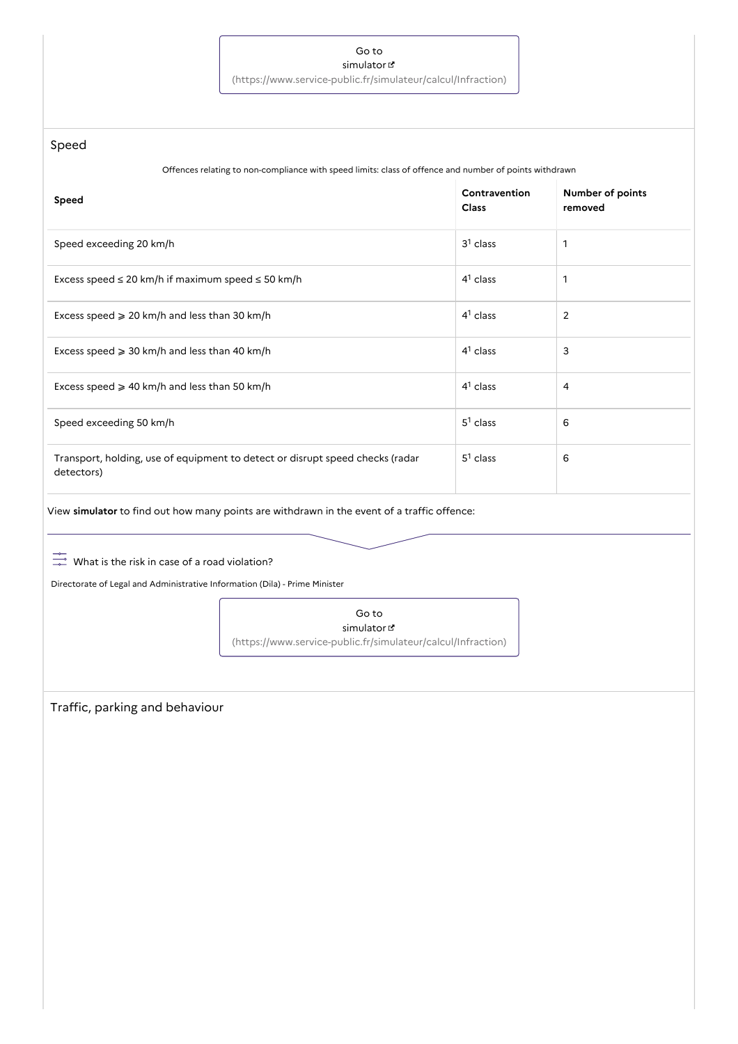Go to simulator (https://www.service-public.fr/simulateur/calcul/Infraction)

## Speed

Offences relating to non-compliance with speed limits: class of offence and number of points withdrawn

| Speed | Contravention Class | Number of points removed |
| --- | --- | --- |
| Speed exceeding 20 km/h | 3[1] class | 1 |
| Excess speed ≤ 20 km/h if maximum speed ≤ 50 km/h | 4[1] class | 1 |
| Excess speed ⩾ 20 km/h and less than 30 km/h | 4[1] class | 2 |
| Excess speed ⩾ 30 km/h and less than 40 km/h | 4[1] class | 3 |
| Excess speed ⩾ 40 km/h and less than 50 km/h | 4[1] class | 4 |
| Speed exceeding 50 km/h | 5[1] class | 6 |
| Transport, holding, use of equipment to detect or disrupt speed checks (radar detectors) | 5[1] class | 6 |

View **simulator** to find out how many points are withdrawn in the event of a traffic offence:

What is the risk in case of a road violation?

Directorate of Legal and Administrative Information (Dila) - Prime Minister

Go to simulator (https://www.service-public.fr/simulateur/calcul/Infraction)

## Traffic, parking and behaviour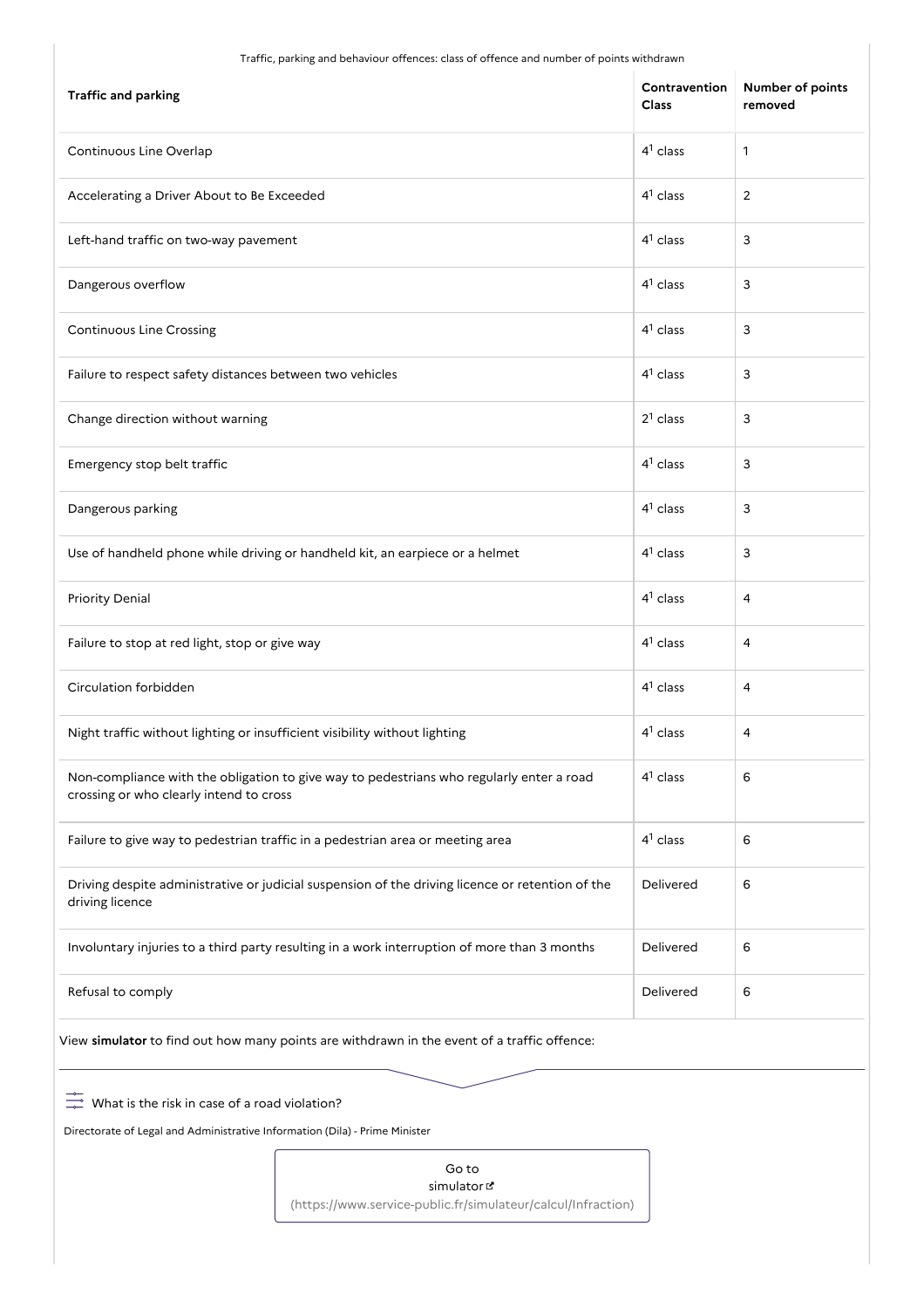Traffic, parking and behaviour offences: class of offence and number of points withdrawn

| Traffic and parking | Contravention Class | Number of points removed |
| --- | --- | --- |
| Continuous Line Overlap | 4[1] class | 1 |
| Accelerating a Driver About to Be Exceeded | 4[1] class | 2 |
| Left-hand traffic on two-way pavement | 4[1] class | 3 |
| Dangerous overflow | 4[1] class | 3 |
| Continuous Line Crossing | 4[1] class | 3 |
| Failure to respect safety distances between two vehicles | 4[1] class | 3 |
| Change direction without warning | 2[1] class | 3 |
| Emergency stop belt traffic | 4[1] class | 3 |
| Dangerous parking | 4[1] class | 3 |
| Use of handheld phone while driving or handheld kit, an earpiece or a helmet | 4[1] class | 3 |
| Priority Denial | 4[1] class | 4 |
| Failure to stop at red light, stop or give way | 4[1] class | 4 |
| Circulation forbidden | 4[1] class | 4 |
| Night traffic without lighting or insufficient visibility without lighting | 4[1] class | 4 |
| Non-compliance with the obligation to give way to pedestrians who regularly enter a road crossing or who clearly intend to cross | 4[1] class | 6 |
| Failure to give way to pedestrian traffic in a pedestrian area or meeting area | 4[1] class | 6 |
| Driving despite administrative or judicial suspension of the driving licence or retention of the driving licence | Delivered | 6 |
| Involuntary injuries to a third party resulting in a work interruption of more than 3 months | Delivered | 6 |
| Refusal to comply | Delivered | 6 |

View **simulator** to find out how many points are withdrawn in the event of a traffic offence:

What is the risk in case of a road violation?

Directorate of Legal and Administrative Information (Dila) - Prime Minister

Go to simulator (https://www.service-public.fr/simulateur/calcul/Infraction)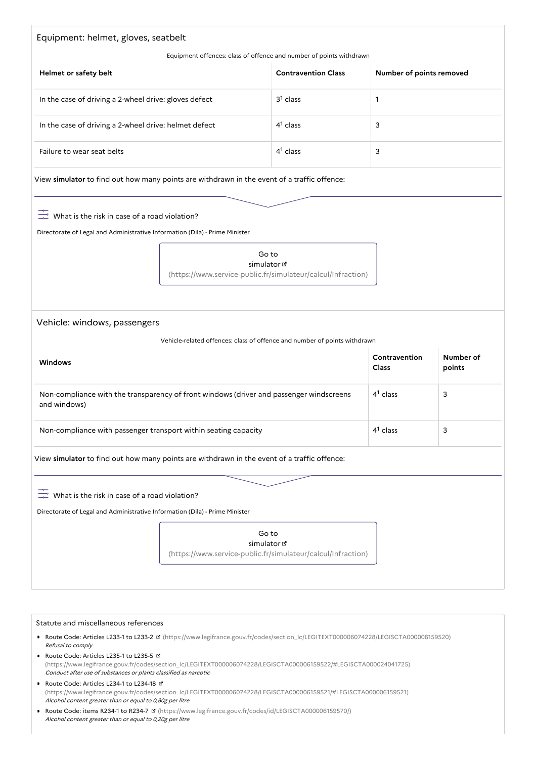## Equipment: helmet, gloves, seatbelt

Equipment offences: class of offence and number of points withdrawn

| Helmet or safety belt | Contravention Class | Number of points removed |
| --- | --- | --- |
| In the case of driving a 2-wheel drive: gloves defect | 3[1] class | 1 |
| In the case of driving a 2-wheel drive: helmet defect | 4[1] class | 3 |
| Failure to wear seat belts | 4[1] class | 3 |

View **simulator** to find out how many points are withdrawn in the event of a traffic offence:

What is the risk in case of a road violation?

Directorate of Legal and Administrative Information (Dila) - Prime Minister

Go to simulator (https://www.service-public.fr/simulateur/calcul/Infraction)

## Vehicle: windows, passengers

Vehicle-related offences: class of offence and number of points withdrawn

| Windows | Contravention Class | Number of points |
| --- | --- | --- |
| Non-compliance with the transparency of front windows (driver and passenger windscreens and windows) | 4[1] class | 3 |
| Non-compliance with passenger transport within seating capacity | 4[1] class | 3 |

View **simulator** to find out how many points are withdrawn in the event of a traffic offence:

What is the risk in case of a road violation?

Directorate of Legal and Administrative Information (Dila) - Prime Minister

Go to simulator (https://www.service-public.fr/simulateur/calcul/Infraction)

## Statute and miscellaneous references

- Route Code: Articles L233-1 to L233-2 (https://www.legifrance.gouv.fr/codes/section_lc/LEGITEXT000006074228/LEGISCTA000006159520)
  *Refusal to comply*
- Route Code: Articles L235-1 to L235-5 (https://www.legifrance.gouv.fr/codes/section_lc/LEGITEXT000006074228/LEGISCTA000006159522/#LEGISCTA000024041725)
  *Conduct after use of substances or plants classified as narcotic*
- Route Code: Articles L234-1 to L234-18 (https://www.legifrance.gouv.fr/codes/section_lc/LEGITEXT000006074228/LEGISCTA000006159521/#LEGISCTA000006159521)
  *Alcohol content greater than or equal to 0,80g per litre*
- Route Code: items R234-1 to R234-7 (https://www.legifrance.gouv.fr/codes/id/LEGISCTA000006159570/)
  *Alcohol content greater than or equal to 0,20g per litre*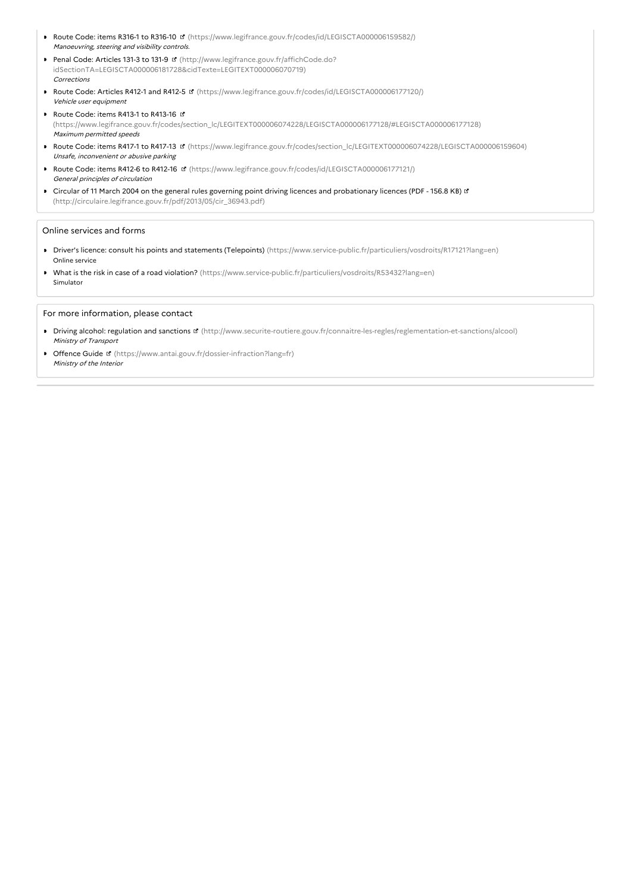- Route Code: items R316-1 to R316-10 (https://www.legifrance.gouv.fr/codes/id/LEGISCTA000006159582/)
  *Manoeuvring, steering and visibility controls.*
- Penal Code: Articles 131-3 to 131-9 (http://www.legifrance.gouv.fr/affichCode.do?idSectionTA=LEGISCTA000006181728&cidTexte=LEGITEXT000006070719)
  *Corrections*
- Route Code: Articles R412-1 and R412-5 (https://www.legifrance.gouv.fr/codes/id/LEGISCTA000006177120/)
  *Vehicle user equipment*
- Route Code: items R413-1 to R413-16 (https://www.legifrance.gouv.fr/codes/section_lc/LEGITEXT000006074228/LEGISCTA000006177128/#LEGISCTA000006177128)
  *Maximum permitted speeds*
- Route Code: items R417-1 to R417-13 (https://www.legifrance.gouv.fr/codes/section_lc/LEGITEXT000006074228/LEGISCTA000006159604)
  *Unsafe, inconvenient or abusive parking*
- Route Code: items R412-6 to R412-16 (https://www.legifrance.gouv.fr/codes/id/LEGISCTA000006177121/)
  *General principles of circulation*
- Circular of 11 March 2004 on the general rules governing point driving licences and probationary licences (PDF - 156.8 KB) (http://circulaire.legifrance.gouv.fr/pdf/2013/05/cir_36943.pdf)

## Online services and forms

- Driver's licence: consult his points and statements (Telepoints) (https://www.service-public.fr/particuliers/vosdroits/R17121?lang=en)
  Online service
- What is the risk in case of a road violation? (https://www.service-public.fr/particuliers/vosdroits/R53432?lang=en)
  Simulator

## For more information, please contact

- Driving alcohol: regulation and sanctions (http://www.securite-routiere.gouv.fr/connaitre-les-regles/reglementation-et-sanctions/alcool)
  *Ministry of Transport*
- Offence Guide (https://www.antai.gouv.fr/dossier-infraction?lang=fr)
  *Ministry of the Interior*